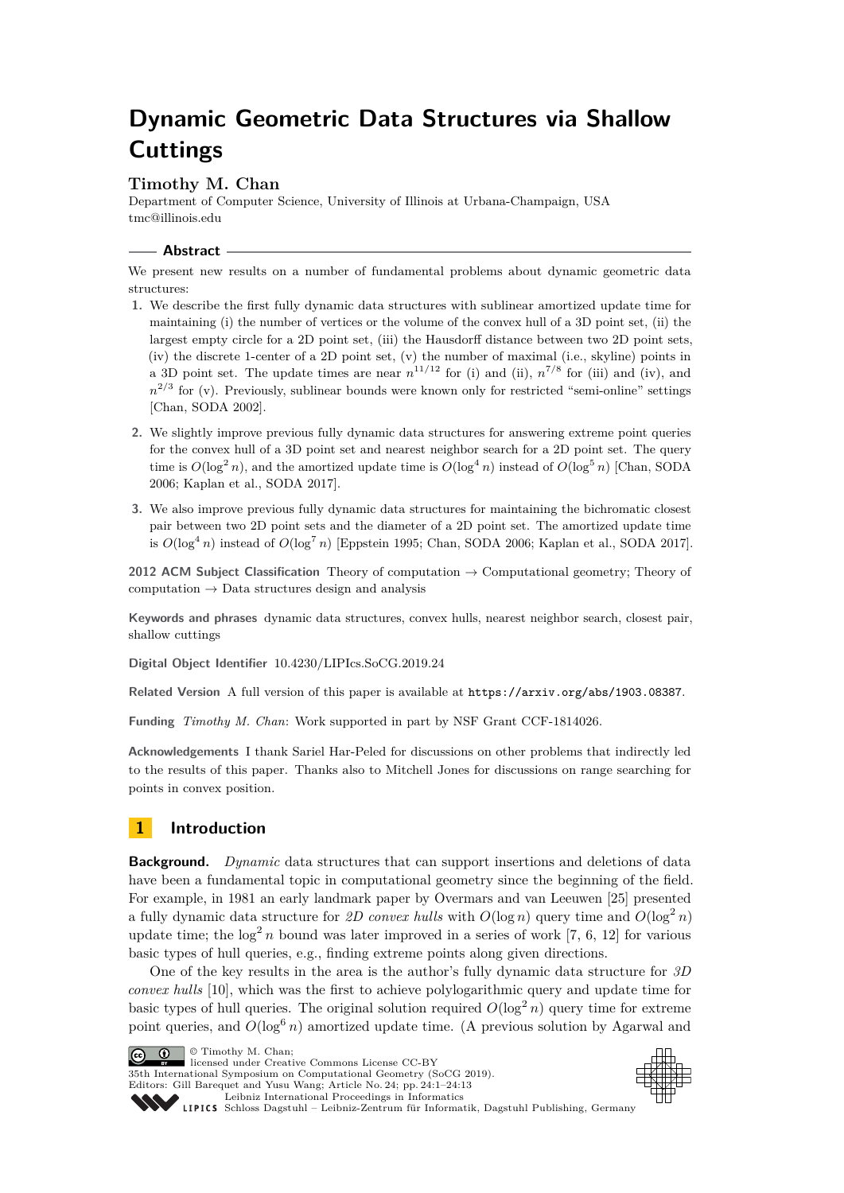# Dynamic Geometric Data Structures via Shallow Cuttings

**Timothy M. Chan**
Department of Computer Science, University of Illinois at Urbana-Champaign, USA
tmc@illinois.edu

## Abstract

We present new results on a number of fundamental problems about dynamic geometric data structures:

1. We describe the first fully dynamic data structures with sublinear amortized update time for maintaining (i) the number of vertices or the volume of the convex hull of a 3D point set, (ii) the largest empty circle for a 2D point set, (iii) the Hausdorff distance between two 2D point sets, (iv) the discrete 1-center of a 2D point set, (v) the number of maximal (i.e., skyline) points in a 3D point set. The update times are near $n^{11/12}$ for (i) and (ii), $n^{7/8}$ for (iii) and (iv), and $n^{2/3}$ for (v). Previously, sublinear bounds were known only for restricted "semi-online" settings [Chan, SODA 2002].
2. We slightly improve previous fully dynamic data structures for answering extreme point queries for the convex hull of a 3D point set and nearest neighbor search for a 2D point set. The query time is $O(\log^2 n)$, and the amortized update time is $O(\log^4 n)$ instead of $O(\log^5 n)$ [Chan, SODA 2006; Kaplan et al., SODA 2017].
3. We also improve previous fully dynamic data structures for maintaining the bichromatic closest pair between two 2D point sets and the diameter of a 2D point set. The amortized update time is $O(\log^4 n)$ instead of $O(\log^7 n)$ [Eppstein 1995; Chan, SODA 2006; Kaplan et al., SODA 2017].

**2012 ACM Subject Classification** Theory of computation → Computational geometry; Theory of computation → Data structures design and analysis

**Keywords and phrases** dynamic data structures, convex hulls, nearest neighbor search, closest pair, shallow cuttings

**Digital Object Identifier** 10.4230/LIPIcs.SoCG.2019.24

**Related Version** A full version of this paper is available at https://arxiv.org/abs/1903.08387.

**Funding** *Timothy M. Chan*: Work supported in part by NSF Grant CCF-1814026.

**Acknowledgements** I thank Sariel Har-Peled for discussions on other problems that indirectly led to the results of this paper. Thanks also to Mitchell Jones for discussions on range searching for points in convex position.

## 1 Introduction

**Background.** *Dynamic* data structures that can support insertions and deletions of data have been a fundamental topic in computational geometry since the beginning of the field. For example, in 1981 an early landmark paper by Overmars and van Leeuwen [25] presented a fully dynamic data structure for *2D convex hulls* with $O(\log n)$ query time and $O(\log^2 n)$ update time; the $\log^2 n$ bound was later improved in a series of work [7, 6, 12] for various basic types of hull queries, e.g., finding extreme points along given directions.

One of the key results in the area is the author's fully dynamic data structure for *3D convex hulls* [10], which was the first to achieve polylogarithmic query and update time for basic types of hull queries. The original solution required $O(\log^2 n)$ query time for extreme point queries, and $O(\log^6 n)$ amortized update time. (A previous solution by Agarwal and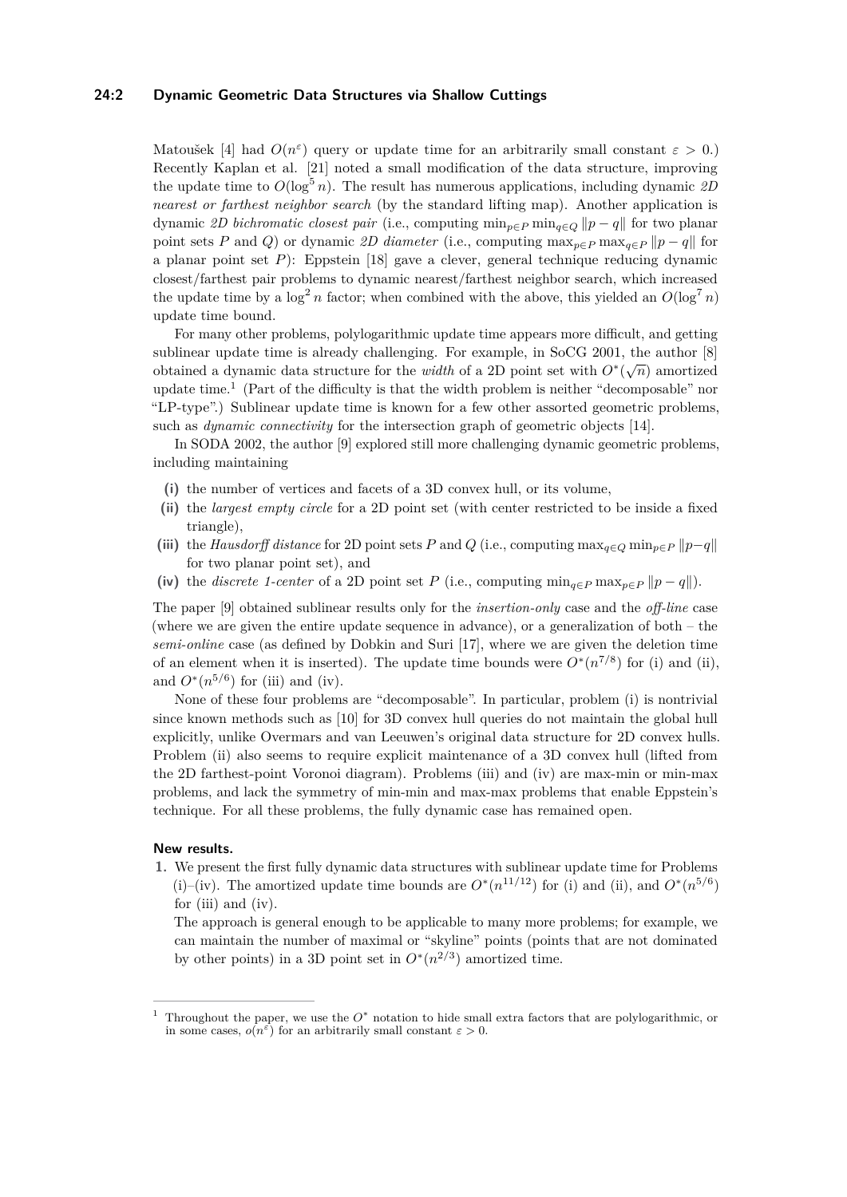Matoušek [4] had $O(n^\varepsilon)$ query or update time for an arbitrarily small constant $\varepsilon > 0$.) Recently Kaplan et al. [21] noted a small modification of the data structure, improving the update time to $O(\log^5 n)$. The result has numerous applications, including dynamic *2D nearest or farthest neighbor search* (by the standard lifting map). Another application is dynamic *2D bichromatic closest pair* (i.e., computing $\min_{p\in P}\min_{q\in Q}\|p-q\|$ for two planar point sets $P$ and $Q$) or dynamic *2D diameter* (i.e., computing $\max_{p\in P}\max_{q\in P}\|p-q\|$ for a planar point set $P$): Eppstein [18] gave a clever, general technique reducing dynamic closest/farthest pair problems to dynamic nearest/farthest neighbor search, which increased the update time by a $\log^2 n$ factor; when combined with the above, this yielded an $O(\log^7 n)$ update time bound.

For many other problems, polylogarithmic update time appears more difficult, and getting sublinear update time is already challenging. For example, in SoCG 2001, the author [8] obtained a dynamic data structure for the *width* of a 2D point set with $O^*(\sqrt{n})$ amortized update time.[1] (Part of the difficulty is that the width problem is neither "decomposable" nor "LP-type".) Sublinear update time is known for a few other assorted geometric problems, such as *dynamic connectivity* for the intersection graph of geometric objects [14].

In SODA 2002, the author [9] explored still more challenging dynamic geometric problems, including maintaining

**(i)** the number of vertices and facets of a 3D convex hull, or its volume,

**(ii)** the *largest empty circle* for a 2D point set (with center restricted to be inside a fixed triangle),

**(iii)** the *Hausdorff distance* for 2D point sets $P$ and $Q$ (i.e., computing $\max_{q\in Q}\min_{p\in P}\|p-q\|$ for two planar point set), and

**(iv)** the *discrete 1-center* of a 2D point set $P$ (i.e., computing $\min_{q\in P}\max_{p\in P}\|p-q\|$).

The paper [9] obtained sublinear results only for the *insertion-only* case and the *off-line* case (where we are given the entire update sequence in advance), or a generalization of both – the *semi-online* case (as defined by Dobkin and Suri [17], where we are given the deletion time of an element when it is inserted). The update time bounds were $O^*(n^{7/8})$ for (i) and (ii), and $O^*(n^{5/6})$ for (iii) and (iv).

None of these four problems are "decomposable". In particular, problem (i) is nontrivial since known methods such as [10] for 3D convex hull queries do not maintain the global hull explicitly, unlike Overmars and van Leeuwen's original data structure for 2D convex hulls. Problem (ii) also seems to require explicit maintenance of a 3D convex hull (lifted from the 2D farthest-point Voronoi diagram). Problems (iii) and (iv) are max-min or min-max problems, and lack the symmetry of min-min and max-max problems that enable Eppstein's technique. For all these problems, the fully dynamic case has remained open.

#### New results.

1. We present the first fully dynamic data structures with sublinear update time for Problems (i)–(iv). The amortized update time bounds are $O^*(n^{11/12})$ for (i) and (ii), and $O^*(n^{5/6})$ for (iii) and (iv).

   The approach is general enough to be applicable to many more problems; for example, we can maintain the number of maximal or "skyline" points (points that are not dominated by other points) in a 3D point set in $O^*(n^{2/3})$ amortized time.

---

[1] Throughout the paper, we use the $O^*$ notation to hide small extra factors that are polylogarithmic, or in some cases, $o(n^\varepsilon)$ for an arbitrarily small constant $\varepsilon > 0$.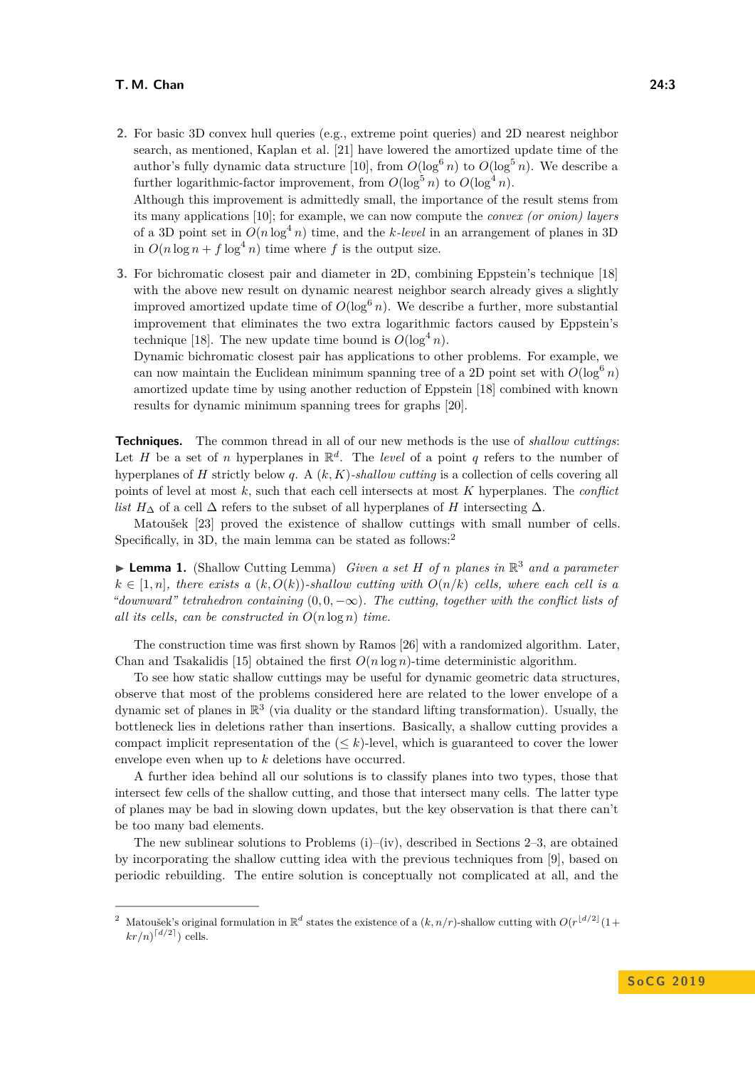2. For basic 3D convex hull queries (e.g., extreme point queries) and 2D nearest neighbor search, as mentioned, Kaplan et al. [21] have lowered the amortized update time of the author's fully dynamic data structure [10], from $O(\log^6 n)$ to $O(\log^5 n)$. We describe a further logarithmic-factor improvement, from $O(\log^5 n)$ to $O(\log^4 n)$.
   Although this improvement is admittedly small, the importance of the result stems from its many applications [10]; for example, we can now compute the *convex (or onion) layers* of a 3D point set in $O(n \log^4 n)$ time, and the *k-level* in an arrangement of planes in 3D in $O(n \log n + f \log^4 n)$ time where $f$ is the output size.

3. For bichromatic closest pair and diameter in 2D, combining Eppstein's technique [18] with the above new result on dynamic nearest neighbor search already gives a slightly improved amortized update time of $O(\log^6 n)$. We describe a further, more substantial improvement that eliminates the two extra logarithmic factors caused by Eppstein's technique [18]. The new update time bound is $O(\log^4 n)$.
   Dynamic bichromatic closest pair has applications to other problems. For example, we can now maintain the Euclidean minimum spanning tree of a 2D point set with $O(\log^6 n)$ amortized update time by using another reduction of Eppstein [18] combined with known results for dynamic minimum spanning trees for graphs [20].

**Techniques.** The common thread in all of our new methods is the use of *shallow cuttings*: Let $H$ be a set of $n$ hyperplanes in $\mathbb{R}^d$. The *level* of a point $q$ refers to the number of hyperplanes of $H$ strictly below $q$. A $(k, K)$*-shallow cutting* is a collection of cells covering all points of level at most $k$, such that each cell intersects at most $K$ hyperplanes. The *conflict list* $H_\Delta$ of a cell $\Delta$ refers to the subset of all hyperplanes of $H$ intersecting $\Delta$.

Matoušek [23] proved the existence of shallow cuttings with small number of cells. Specifically, in 3D, the main lemma can be stated as follows:[2]

► **Lemma 1.** (Shallow Cutting Lemma) *Given a set $H$ of $n$ planes in $\mathbb{R}^3$ and a parameter $k \in [1, n]$, there exists a $(k, O(k))$-shallow cutting with $O(n/k)$ cells, where each cell is a "downward" tetrahedron containing $(0, 0, -\infty)$. The cutting, together with the conflict lists of all its cells, can be constructed in $O(n \log n)$ time.*

The construction time was first shown by Ramos [26] with a randomized algorithm. Later, Chan and Tsakalidis [15] obtained the first $O(n \log n)$-time deterministic algorithm.

To see how static shallow cuttings may be useful for dynamic geometric data structures, observe that most of the problems considered here are related to the lower envelope of a dynamic set of planes in $\mathbb{R}^3$ (via duality or the standard lifting transformation). Usually, the bottleneck lies in deletions rather than insertions. Basically, a shallow cutting provides a compact implicit representation of the $(\leq k)$-level, which is guaranteed to cover the lower envelope even when up to $k$ deletions have occurred.

A further idea behind all our solutions is to classify planes into two types, those that intersect few cells of the shallow cutting, and those that intersect many cells. The latter type of planes may be bad in slowing down updates, but the key observation is that there can't be too many bad elements.

The new sublinear solutions to Problems (i)–(iv), described in Sections 2–3, are obtained by incorporating the shallow cutting idea with the previous techniques from [9], based on periodic rebuilding. The entire solution is conceptually not complicated at all, and the

---

[2] Matoušek's original formulation in $\mathbb{R}^d$ states the existence of a $(k, n/r)$-shallow cutting with $O(r^{\lfloor d/2 \rfloor}(1 + kr/n)^{\lceil d/2 \rceil})$ cells.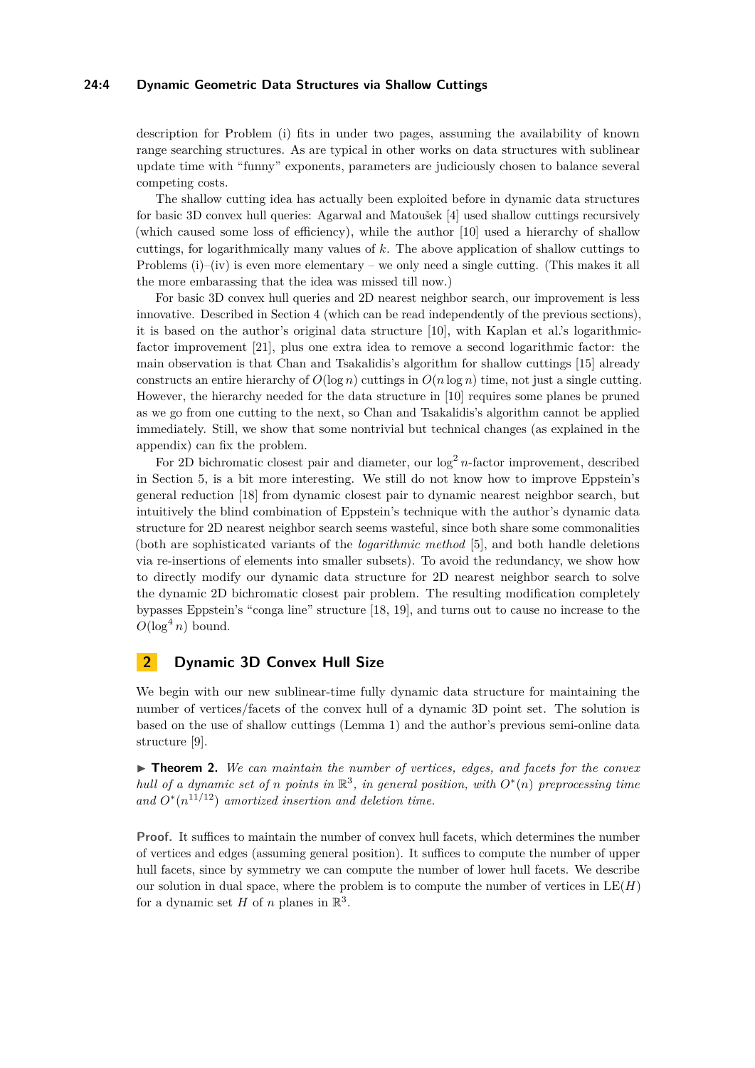description for Problem (i) fits in under two pages, assuming the availability of known range searching structures. As are typical in other works on data structures with sublinear update time with "funny" exponents, parameters are judiciously chosen to balance several competing costs.

The shallow cutting idea has actually been exploited before in dynamic data structures for basic 3D convex hull queries: Agarwal and Matoušek [4] used shallow cuttings recursively (which caused some loss of efficiency), while the author [10] used a hierarchy of shallow cuttings, for logarithmically many values of $k$. The above application of shallow cuttings to Problems (i)–(iv) is even more elementary – we only need a single cutting. (This makes it all the more embarassing that the idea was missed till now.)

For basic 3D convex hull queries and 2D nearest neighbor search, our improvement is less innovative. Described in Section 4 (which can be read independently of the previous sections), it is based on the author's original data structure [10], with Kaplan et al.'s logarithmic-factor improvement [21], plus one extra idea to remove a second logarithmic factor: the main observation is that Chan and Tsakalidis's algorithm for shallow cuttings [15] already constructs an entire hierarchy of $O(\log n)$ cuttings in $O(n \log n)$ time, not just a single cutting. However, the hierarchy needed for the data structure in [10] requires some planes be pruned as we go from one cutting to the next, so Chan and Tsakalidis's algorithm cannot be applied immediately. Still, we show that some nontrivial but technical changes (as explained in the appendix) can fix the problem.

For 2D bichromatic closest pair and diameter, our $\log^2 n$-factor improvement, described in Section 5, is a bit more interesting. We still do not know how to improve Eppstein's general reduction [18] from dynamic closest pair to dynamic nearest neighbor search, but intuitively the blind combination of Eppstein's technique with the author's dynamic data structure for 2D nearest neighbor search seems wasteful, since both share some commonalities (both are sophisticated variants of the *logarithmic method* [5], and both handle deletions via re-insertions of elements into smaller subsets). To avoid the redundancy, we show how to directly modify our dynamic data structure for 2D nearest neighbor search to solve the dynamic 2D bichromatic closest pair problem. The resulting modification completely bypasses Eppstein's "conga line" structure [18, 19], and turns out to cause no increase to the $O(\log^4 n)$ bound.

## 2 Dynamic 3D Convex Hull Size

We begin with our new sublinear-time fully dynamic data structure for maintaining the number of vertices/facets of the convex hull of a dynamic 3D point set. The solution is based on the use of shallow cuttings (Lemma 1) and the author's previous semi-online data structure [9].

▶ **Theorem 2.** *We can maintain the number of vertices, edges, and facets for the convex hull of a dynamic set of $n$ points in $\mathbb{R}^3$, in general position, with $O^*(n)$ preprocessing time and $O^*(n^{11/12})$ amortized insertion and deletion time.*

**Proof.** It suffices to maintain the number of convex hull facets, which determines the number of vertices and edges (assuming general position). It suffices to compute the number of upper hull facets, since by symmetry we can compute the number of lower hull facets. We describe our solution in dual space, where the problem is to compute the number of vertices in $\mathrm{LE}(H)$ for a dynamic set $H$ of $n$ planes in $\mathbb{R}^3$.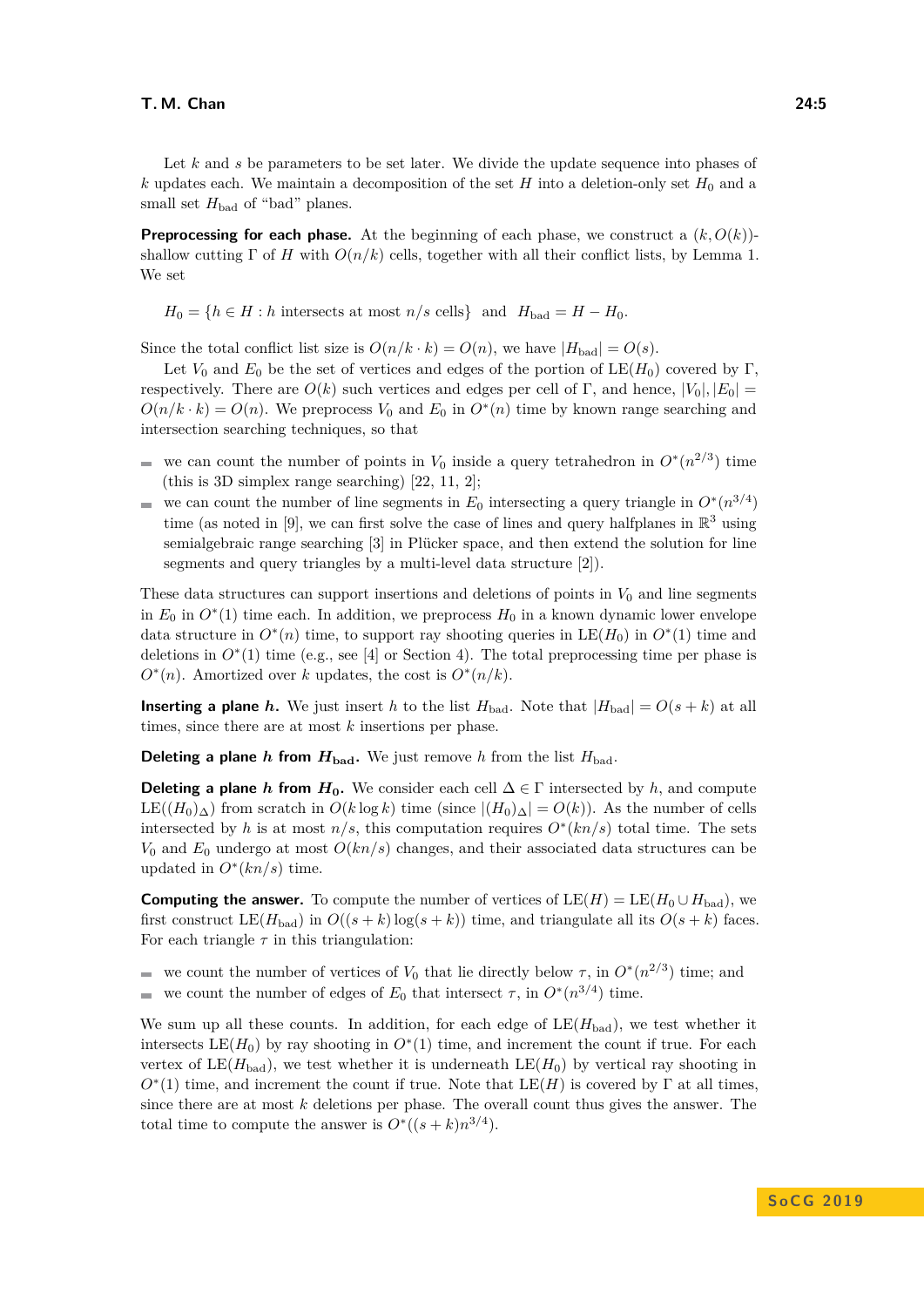Let $k$ and $s$ be parameters to be set later. We divide the update sequence into phases of $k$ updates each. We maintain a decomposition of the set $H$ into a deletion-only set $H_0$ and a small set $H_{\text{bad}}$ of "bad" planes.

**Preprocessing for each phase.** At the beginning of each phase, we construct a $(k, O(k))$-shallow cutting $\Gamma$ of $H$ with $O(n/k)$ cells, together with all their conflict lists, by Lemma 1. We set

$$H_0 = \{h \in H : h \text{ intersects at most } n/s \text{ cells}\} \quad \text{and} \quad H_{\text{bad}} = H - H_0.$$

Since the total conflict list size is $O(n/k \cdot k) = O(n)$, we have $|H_{\text{bad}}| = O(s)$.

Let $V_0$ and $E_0$ be the set of vertices and edges of the portion of $\text{LE}(H_0)$ covered by $\Gamma$, respectively. There are $O(k)$ such vertices and edges per cell of $\Gamma$, and hence, $|V_0|, |E_0| = O(n/k \cdot k) = O(n)$. We preprocess $V_0$ and $E_0$ in $O^*(n)$ time by known range searching and intersection searching techniques, so that

- we can count the number of points in $V_0$ inside a query tetrahedron in $O^*(n^{2/3})$ time (this is 3D simplex range searching) [22, 11, 2];
- we can count the number of line segments in $E_0$ intersecting a query triangle in $O^*(n^{3/4})$ time (as noted in [9], we can first solve the case of lines and query halfplanes in $\mathbb{R}^3$ using semialgebraic range searching [3] in Plücker space, and then extend the solution for line segments and query triangles by a multi-level data structure [2]).

These data structures can support insertions and deletions of points in $V_0$ and line segments in $E_0$ in $O^*(1)$ time each. In addition, we preprocess $H_0$ in a known dynamic lower envelope data structure in $O^*(n)$ time, to support ray shooting queries in $\text{LE}(H_0)$ in $O^*(1)$ time and deletions in $O^*(1)$ time (e.g., see [4] or Section 4). The total preprocessing time per phase is $O^*(n)$. Amortized over $k$ updates, the cost is $O^*(n/k)$.

**Inserting a plane $h$.** We just insert $h$ to the list $H_{\text{bad}}$. Note that $|H_{\text{bad}}| = O(s + k)$ at all times, since there are at most $k$ insertions per phase.

**Deleting a plane $h$ from $H_{\text{bad}}$.** We just remove $h$ from the list $H_{\text{bad}}$.

**Deleting a plane $h$ from $H_0$.** We consider each cell $\Delta \in \Gamma$ intersected by $h$, and compute $\text{LE}((H_0)_\Delta)$ from scratch in $O(k \log k)$ time (since $|(H_0)_\Delta| = O(k)$). As the number of cells intersected by $h$ is at most $n/s$, this computation requires $O^*(kn/s)$ total time. The sets $V_0$ and $E_0$ undergo at most $O(kn/s)$ changes, and their associated data structures can be updated in $O^*(kn/s)$ time.

**Computing the answer.** To compute the number of vertices of $\text{LE}(H) = \text{LE}(H_0 \cup H_{\text{bad}})$, we first construct $\text{LE}(H_{\text{bad}})$ in $O((s + k)\log(s + k))$ time, and triangulate all its $O(s + k)$ faces. For each triangle $\tau$ in this triangulation:

- we count the number of vertices of $V_0$ that lie directly below $\tau$, in $O^*(n^{2/3})$ time; and
- we count the number of edges of $E_0$ that intersect $\tau$, in $O^*(n^{3/4})$ time.

We sum up all these counts. In addition, for each edge of $\text{LE}(H_{\text{bad}})$, we test whether it intersects $\text{LE}(H_0)$ by ray shooting in $O^*(1)$ time, and increment the count if true. For each vertex of $\text{LE}(H_{\text{bad}})$, we test whether it is underneath $\text{LE}(H_0)$ by vertical ray shooting in $O^*(1)$ time, and increment the count if true. Note that $\text{LE}(H)$ is covered by $\Gamma$ at all times, since there are at most $k$ deletions per phase. The overall count thus gives the answer. The total time to compute the answer is $O^*((s + k)n^{3/4})$.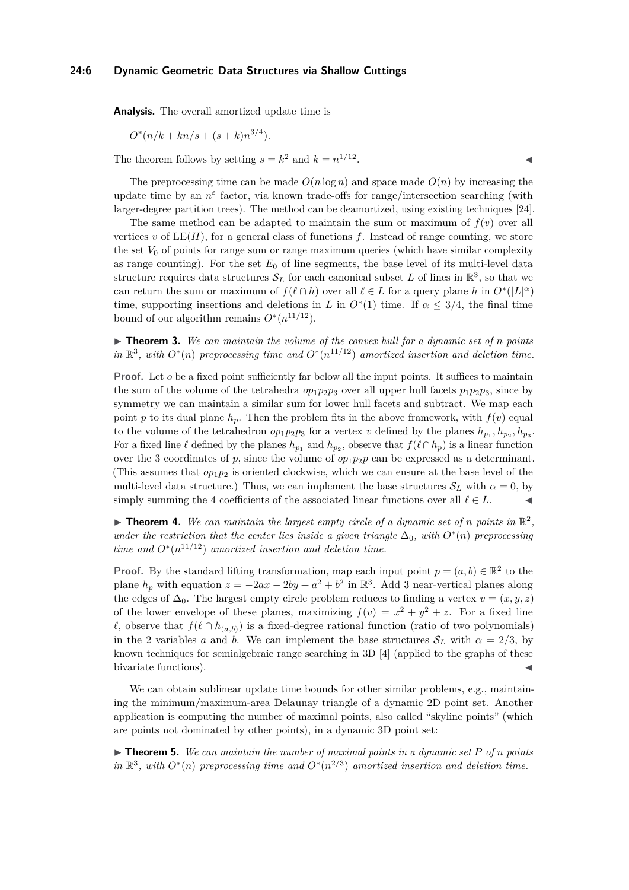**Analysis.** The overall amortized update time is

$$O^*(n/k + kn/s + (s+k)n^{3/4}).$$

The theorem follows by setting $s = k^2$ and $k = n^{1/12}$. ◀

The preprocessing time can be made $O(n \log n)$ and space made $O(n)$ by increasing the update time by an $n^{\varepsilon}$ factor, via known trade-offs for range/intersection searching (with larger-degree partition trees). The method can be deamortized, using existing techniques [24].

The same method can be adapted to maintain the sum or maximum of $f(v)$ over all vertices $v$ of $\mathrm{LE}(H)$, for a general class of functions $f$. Instead of range counting, we store the set $V_0$ of points for range sum or range maximum queries (which have similar complexity as range counting). For the set $E_0$ of line segments, the base level of its multi-level data structure requires data structures $\mathcal{S}_L$ for each canonical subset $L$ of lines in $\mathbb{R}^3$, so that we can return the sum or maximum of $f(\ell \cap h)$ over all $\ell \in L$ for a query plane $h$ in $O^*(|L|^{\alpha})$ time, supporting insertions and deletions in $L$ in $O^*(1)$ time. If $\alpha \leq 3/4$, the final time bound of our algorithm remains $O^*(n^{11/12})$.

▶ **Theorem 3.** *We can maintain the volume of the convex hull for a dynamic set of $n$ points in $\mathbb{R}^3$, with $O^*(n)$ preprocessing time and $O^*(n^{11/12})$ amortized insertion and deletion time.*

**Proof.** Let $o$ be a fixed point sufficiently far below all the input points. It suffices to maintain the sum of the volume of the tetrahedra $op_1p_2p_3$ over all upper hull facets $p_1p_2p_3$, since by symmetry we can maintain a similar sum for lower hull facets and subtract. We map each point $p$ to its dual plane $h_p$. Then the problem fits in the above framework, with $f(v)$ equal to the volume of the tetrahedron $op_1p_2p_3$ for a vertex $v$ defined by the planes $h_{p_1}, h_{p_2}, h_{p_3}$. For a fixed line $\ell$ defined by the planes $h_{p_1}$ and $h_{p_2}$, observe that $f(\ell \cap h_p)$ is a linear function over the 3 coordinates of $p$, since the volume of $op_1p_2p$ can be expressed as a determinant. (This assumes that $op_1p_2$ is oriented clockwise, which we can ensure at the base level of the multi-level data structure.) Thus, we can implement the base structures $\mathcal{S}_L$ with $\alpha = 0$, by simply summing the 4 coefficients of the associated linear functions over all $\ell \in L$. ◀

▶ **Theorem 4.** *We can maintain the largest empty circle of a dynamic set of $n$ points in $\mathbb{R}^2$, under the restriction that the center lies inside a given triangle $\Delta_0$, with $O^*(n)$ preprocessing time and $O^*(n^{11/12})$ amortized insertion and deletion time.*

**Proof.** By the standard lifting transformation, map each input point $p = (a, b) \in \mathbb{R}^2$ to the plane $h_p$ with equation $z = -2ax - 2by + a^2 + b^2$ in $\mathbb{R}^3$. Add 3 near-vertical planes along the edges of $\Delta_0$. The largest empty circle problem reduces to finding a vertex $v = (x, y, z)$ of the lower envelope of these planes, maximizing $f(v) = x^2 + y^2 + z$. For a fixed line $\ell$, observe that $f(\ell \cap h_{(a,b)})$ is a fixed-degree rational function (ratio of two polynomials) in the 2 variables $a$ and $b$. We can implement the base structures $\mathcal{S}_L$ with $\alpha = 2/3$, by known techniques for semialgebraic range searching in 3D [4] (applied to the graphs of these bivariate functions). ◀

We can obtain sublinear update time bounds for other similar problems, e.g., maintaining the minimum/maximum-area Delaunay triangle of a dynamic 2D point set. Another application is computing the number of maximal points, also called "skyline points" (which are points not dominated by other points), in a dynamic 3D point set:

▶ **Theorem 5.** *We can maintain the number of maximal points in a dynamic set $P$ of $n$ points in $\mathbb{R}^3$, with $O^*(n)$ preprocessing time and $O^*(n^{2/3})$ amortized insertion and deletion time.*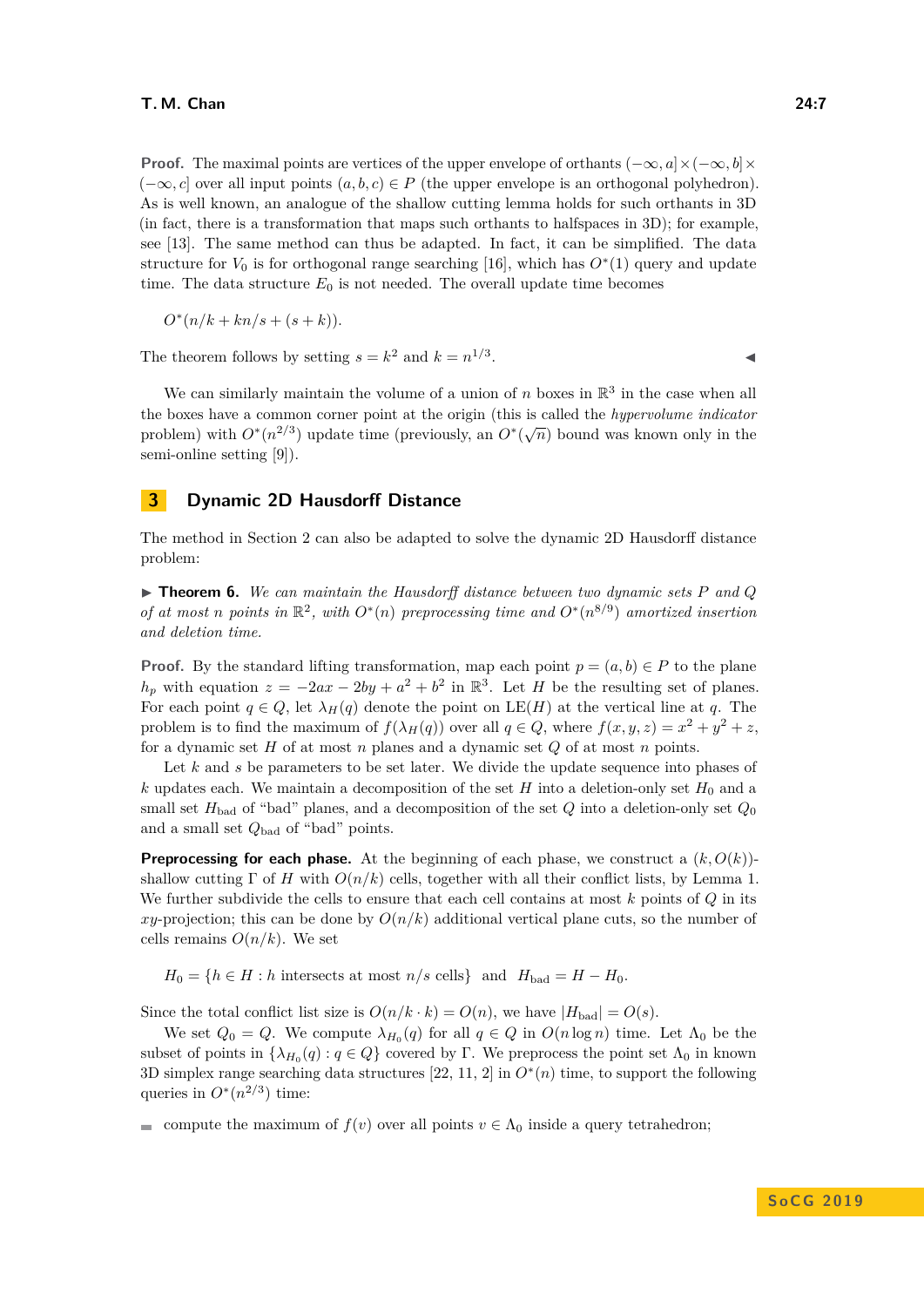**Proof.** The maximal points are vertices of the upper envelope of orthants $(-\infty, a] \times (-\infty, b] \times (-\infty, c]$ over all input points $(a, b, c) \in P$ (the upper envelope is an orthogonal polyhedron). As is well known, an analogue of the shallow cutting lemma holds for such orthants in 3D (in fact, there is a transformation that maps such orthants to halfspaces in 3D); for example, see [13]. The same method can thus be adapted. In fact, it can be simplified. The data structure for $V_0$ is for orthogonal range searching [16], which has $O^*(1)$ query and update time. The data structure $E_0$ is not needed. The overall update time becomes

$$O^*(n/k + kn/s + (s + k)).$$

The theorem follows by setting $s = k^2$ and $k = n^{1/3}$. ◀

We can similarly maintain the volume of a union of $n$ boxes in $\mathbb{R}^3$ in the case when all the boxes have a common corner point at the origin (this is called the *hypervolume indicator* problem) with $O^*(n^{2/3})$ update time (previously, an $O^*(\sqrt{n})$ bound was known only in the semi-online setting [9]).

## 3 Dynamic 2D Hausdorff Distance

The method in Section 2 can also be adapted to solve the dynamic 2D Hausdorff distance problem:

▶ **Theorem 6.** *We can maintain the Hausdorff distance between two dynamic sets $P$ and $Q$ of at most $n$ points in $\mathbb{R}^2$, with $O^*(n)$ preprocessing time and $O^*(n^{8/9})$ amortized insertion and deletion time.*

**Proof.** By the standard lifting transformation, map each point $p = (a, b) \in P$ to the plane $h_p$ with equation $z = -2ax - 2by + a^2 + b^2$ in $\mathbb{R}^3$. Let $H$ be the resulting set of planes. For each point $q \in Q$, let $\lambda_H(q)$ denote the point on LE$(H)$ at the vertical line at $q$. The problem is to find the maximum of $f(\lambda_H(q))$ over all $q \in Q$, where $f(x, y, z) = x^2 + y^2 + z$, for a dynamic set $H$ of at most $n$ planes and a dynamic set $Q$ of at most $n$ points.

Let $k$ and $s$ be parameters to be set later. We divide the update sequence into phases of $k$ updates each. We maintain a decomposition of the set $H$ into a deletion-only set $H_0$ and a small set $H_{\text{bad}}$ of "bad" planes, and a decomposition of the set $Q$ into a deletion-only set $Q_0$ and a small set $Q_{\text{bad}}$ of "bad" points.

**Preprocessing for each phase.** At the beginning of each phase, we construct a $(k, O(k))$-shallow cutting $\Gamma$ of $H$ with $O(n/k)$ cells, together with all their conflict lists, by Lemma 1. We further subdivide the cells to ensure that each cell contains at most $k$ points of $Q$ in its $xy$-projection; this can be done by $O(n/k)$ additional vertical plane cuts, so the number of cells remains $O(n/k)$. We set

$$H_0 = \{h \in H : h \text{ intersects at most } n/s \text{ cells}\} \quad \text{and} \quad H_{\text{bad}} = H - H_0.$$

Since the total conflict list size is $O(n/k \cdot k) = O(n)$, we have $|H_{\text{bad}}| = O(s)$.

We set $Q_0 = Q$. We compute $\lambda_{H_0}(q)$ for all $q \in Q$ in $O(n \log n)$ time. Let $\Lambda_0$ be the subset of points in $\{\lambda_{H_0}(q) : q \in Q\}$ covered by $\Gamma$. We preprocess the point set $\Lambda_0$ in known 3D simplex range searching data structures [22, 11, 2] in $O^*(n)$ time, to support the following queries in $O^*(n^{2/3})$ time:

- compute the maximum of $f(v)$ over all points $v \in \Lambda_0$ inside a query tetrahedron;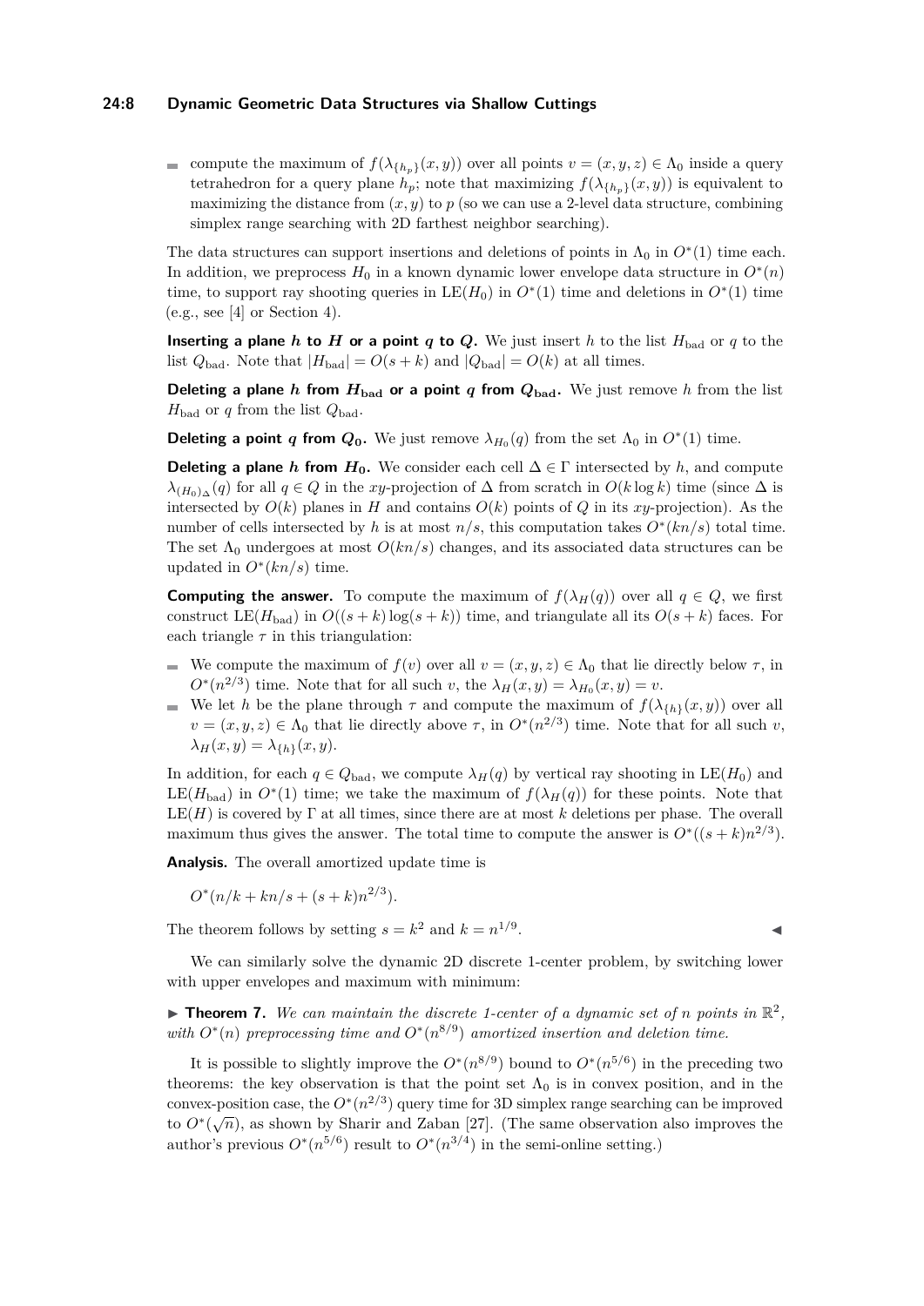- compute the maximum of $f(\lambda_{\{h_p\}}(x, y))$ over all points $v = (x, y, z) \in \Lambda_0$ inside a query tetrahedron for a query plane $h_p$; note that maximizing $f(\lambda_{\{h_p\}}(x, y))$ is equivalent to maximizing the distance from $(x, y)$ to $p$ (so we can use a 2-level data structure, combining simplex range searching with 2D farthest neighbor searching).

The data structures can support insertions and deletions of points in $\Lambda_0$ in $O^*(1)$ time each. In addition, we preprocess $H_0$ in a known dynamic lower envelope data structure in $O^*(n)$ time, to support ray shooting queries in $\mathrm{LE}(H_0)$ in $O^*(1)$ time and deletions in $O^*(1)$ time (e.g., see [4] or Section 4).

**Inserting a plane $h$ to $H$ or a point $q$ to $Q$.** We just insert $h$ to the list $H_{\text{bad}}$ or $q$ to the list $Q_{\text{bad}}$. Note that $|H_{\text{bad}}| = O(s + k)$ and $|Q_{\text{bad}}| = O(k)$ at all times.

**Deleting a plane $h$ from $H_{\text{bad}}$ or a point $q$ from $Q_{\text{bad}}$.** We just remove $h$ from the list $H_{\text{bad}}$ or $q$ from the list $Q_{\text{bad}}$.

**Deleting a point $q$ from $Q_0$.** We just remove $\lambda_{H_0}(q)$ from the set $\Lambda_0$ in $O^*(1)$ time.

**Deleting a plane $h$ from $H_0$.** We consider each cell $\Delta \in \Gamma$ intersected by $h$, and compute $\lambda_{(H_0)_\Delta}(q)$ for all $q \in Q$ in the $xy$-projection of $\Delta$ from scratch in $O(k \log k)$ time (since $\Delta$ is intersected by $O(k)$ planes in $H$ and contains $O(k)$ points of $Q$ in its $xy$-projection). As the number of cells intersected by $h$ is at most $n/s$, this computation takes $O^*(kn/s)$ total time. The set $\Lambda_0$ undergoes at most $O(kn/s)$ changes, and its associated data structures can be updated in $O^*(kn/s)$ time.

**Computing the answer.** To compute the maximum of $f(\lambda_H(q))$ over all $q \in Q$, we first construct $\mathrm{LE}(H_{\text{bad}})$ in $O((s + k) \log(s + k))$ time, and triangulate all its $O(s + k)$ faces. For each triangle $\tau$ in this triangulation:

- We compute the maximum of $f(v)$ over all $v = (x, y, z) \in \Lambda_0$ that lie directly below $\tau$, in $O^*(n^{2/3})$ time. Note that for all such $v$, the $\lambda_H(x, y) = \lambda_{H_0}(x, y) = v$.
- We let $h$ be the plane through $\tau$ and compute the maximum of $f(\lambda_{\{h\}}(x, y))$ over all $v = (x, y, z) \in \Lambda_0$ that lie directly above $\tau$, in $O^*(n^{2/3})$ time. Note that for all such $v$, $\lambda_H(x, y) = \lambda_{\{h\}}(x, y)$.

In addition, for each $q \in Q_{\text{bad}}$, we compute $\lambda_H(q)$ by vertical ray shooting in $\mathrm{LE}(H_0)$ and $\mathrm{LE}(H_{\text{bad}})$ in $O^*(1)$ time; we take the maximum of $f(\lambda_H(q))$ for these points. Note that $\mathrm{LE}(H)$ is covered by $\Gamma$ at all times, since there are at most $k$ deletions per phase. The overall maximum thus gives the answer. The total time to compute the answer is $O^*((s + k)n^{2/3})$.

**Analysis.** The overall amortized update time is

$$O^*(n/k + kn/s + (s + k)n^{2/3}).$$

The theorem follows by setting $s = k^2$ and $k = n^{1/9}$. ◀

We can similarly solve the dynamic 2D discrete 1-center problem, by switching lower with upper envelopes and maximum with minimum:

▶ **Theorem 7.** *We can maintain the discrete 1-center of a dynamic set of $n$ points in $\mathbb{R}^2$, with $O^*(n)$ preprocessing time and $O^*(n^{8/9})$ amortized insertion and deletion time.*

It is possible to slightly improve the $O^*(n^{8/9})$ bound to $O^*(n^{5/6})$ in the preceding two theorems: the key observation is that the point set $\Lambda_0$ is in convex position, and in the convex-position case, the $O^*(n^{2/3})$ query time for 3D simplex range searching can be improved to $O^*(\sqrt{n})$, as shown by Sharir and Zaban [27]. (The same observation also improves the author's previous $O^*(n^{5/6})$ result to $O^*(n^{3/4})$ in the semi-online setting.)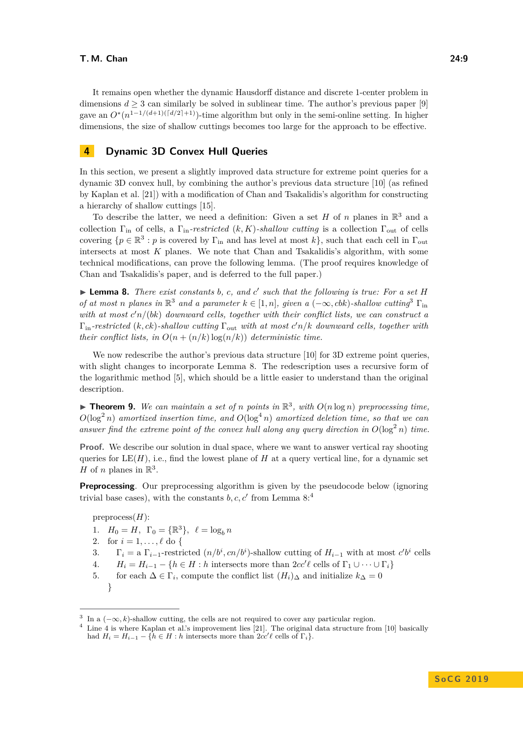It remains open whether the dynamic Hausdorff distance and discrete 1-center problem in dimensions $d \geq 3$ can similarly be solved in sublinear time. The author's previous paper [9] gave an $O^*(n^{1-1/(d+1)(\lceil d/2\rceil+1)})$-time algorithm but only in the semi-online setting. In higher dimensions, the size of shallow cuttings becomes too large for the approach to be effective.

## 4 Dynamic 3D Convex Hull Queries

In this section, we present a slightly improved data structure for extreme point queries for a dynamic 3D convex hull, by combining the author's previous data structure [10] (as refined by Kaplan et al. [21]) with a modification of Chan and Tsakalidis's algorithm for constructing a hierarchy of shallow cuttings [15].

To describe the latter, we need a definition: Given a set $H$ of $n$ planes in $\mathbb{R}^3$ and a collection $\Gamma_{\rm in}$ of cells, a *$\Gamma_{\rm in}$-restricted $(k, K)$-shallow cutting* is a collection $\Gamma_{\rm out}$ of cells covering $\{p \in \mathbb{R}^3 : p$ is covered by $\Gamma_{\rm in}$ and has level at most $k\}$, such that each cell in $\Gamma_{\rm out}$ intersects at most $K$ planes. We note that Chan and Tsakalidis's algorithm, with some technical modifications, can prove the following lemma. (The proof requires knowledge of Chan and Tsakalidis's paper, and is deferred to the full paper.)

▶ **Lemma 8.** *There exist constants $b$, $c$, and $c'$ such that the following is true: For a set $H$ of at most $n$ planes in $\mathbb{R}^3$ and a parameter $k \in [1, n]$, given a $(-\infty, cbk)$-shallow cutting[3] $\Gamma_{\rm in}$ with at most $c'n/(bk)$ downward cells, together with their conflict lists, we can construct a $\Gamma_{\rm in}$-restricted $(k, ck)$-shallow cutting $\Gamma_{\rm out}$ with at most $c'n/k$ downward cells, together with their conflict lists, in $O(n + (n/k)\log(n/k))$ deterministic time.*

We now redescribe the author's previous data structure [10] for 3D extreme point queries, with slight changes to incorporate Lemma 8. The redescription uses a recursive form of the logarithmic method [5], which should be a little easier to understand than the original description.

▶ **Theorem 9.** *We can maintain a set of $n$ points in $\mathbb{R}^3$, with $O(n\log n)$ preprocessing time, $O(\log^2 n)$ amortized insertion time, and $O(\log^4 n)$ amortized deletion time, so that we can answer find the extreme point of the convex hull along any query direction in $O(\log^2 n)$ time.*

**Proof.** We describe our solution in dual space, where we want to answer vertical ray shooting queries for LE$(H)$, i.e., find the lowest plane of $H$ at a query vertical line, for a dynamic set $H$ of $n$ planes in $\mathbb{R}^3$.

**Preprocessing**. Our preprocessing algorithm is given by the pseudocode below (ignoring trivial base cases), with the constants $b, c, c'$ from Lemma 8:[4]

preprocess($H$):
1. $H_0 = H$, $\Gamma_0 = \{\mathbb{R}^3\}$, $\ell = \log_b n$
2. for $i = 1, \ldots, \ell$ do {
3. $\quad\Gamma_i$ = a $\Gamma_{i-1}$-restricted $(n/b^i, cn/b^i)$-shallow cutting of $H_{i-1}$ with at most $c'b^i$ cells
4. $\quad H_i = H_{i-1} - \{h \in H : h$ intersects more than $2cc'\ell$ cells of $\Gamma_1 \cup \cdots \cup \Gamma_i\}$
5. $\quad$for each $\Delta \in \Gamma_i$, compute the conflict list $(H_i)_\Delta$ and initialize $k_\Delta = 0$

}

---

[3] In a $(-\infty, k)$-shallow cutting, the cells are not required to cover any particular region.

[4] Line 4 is where Kaplan et al.'s improvement lies [21]. The original data structure from [10] basically had $H_i = H_{i-1} - \{h \in H : h$ intersects more than $2cc'\ell$ cells of $\Gamma_i\}$.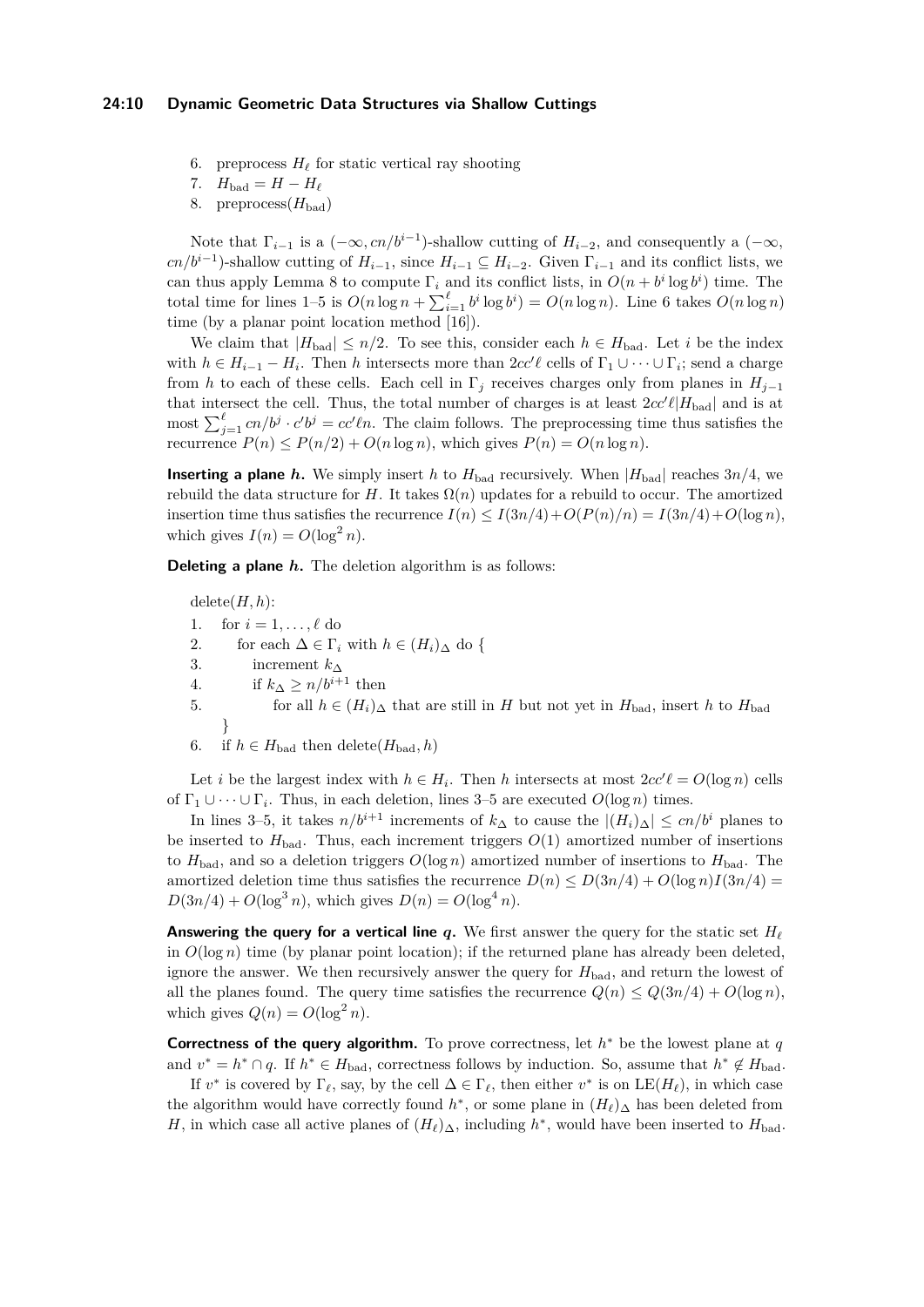6. preprocess $H_\ell$ for static vertical ray shooting
7. $H_{\rm bad} = H - H_\ell$
8. preprocess($H_{\rm bad}$)

Note that $\Gamma_{i-1}$ is a $(-\infty, cn/b^{i-1})$-shallow cutting of $H_{i-2}$, and consequently a $(-\infty, cn/b^{i-1})$-shallow cutting of $H_{i-1}$, since $H_{i-1} \subseteq H_{i-2}$. Given $\Gamma_{i-1}$ and its conflict lists, we can thus apply Lemma 8 to compute $\Gamma_i$ and its conflict lists, in $O(n + b^i \log b^i)$ time. The total time for lines 1–5 is $O(n \log n + \sum_{i=1}^{\ell} b^i \log b^i) = O(n \log n)$. Line 6 takes $O(n \log n)$ time (by a planar point location method [16]).

We claim that $|H_{\rm bad}| \le n/2$. To see this, consider each $h \in H_{\rm bad}$. Let $i$ be the index with $h \in H_{i-1} - H_i$. Then $h$ intersects more than $2cc'\ell$ cells of $\Gamma_1 \cup \cdots \cup \Gamma_i$; send a charge from $h$ to each of these cells. Each cell in $\Gamma_j$ receives charges only from planes in $H_{j-1}$ that intersect the cell. Thus, the total number of charges is at least $2cc'\ell|H_{\rm bad}|$ and is at most $\sum_{j=1}^{\ell} cn/b^j \cdot c'b^j = cc'\ell n$. The claim follows. The preprocessing time thus satisfies the recurrence $P(n) \le P(n/2) + O(n \log n)$, which gives $P(n) = O(n \log n)$.

**Inserting a plane *h*.** We simply insert $h$ to $H_{\rm bad}$ recursively. When $|H_{\rm bad}|$ reaches $3n/4$, we rebuild the data structure for $H$. It takes $\Omega(n)$ updates for a rebuild to occur. The amortized insertion time thus satisfies the recurrence $I(n) \le I(3n/4) + O(P(n)/n) = I(3n/4) + O(\log n)$, which gives $I(n) = O(\log^2 n)$.

**Deleting a plane *h*.** The deletion algorithm is as follows:

delete($H, h$):
1. for $i = 1, \ldots, \ell$ do
2. for each $\Delta \in \Gamma_i$ with $h \in (H_i)_\Delta$ do {
3. increment $k_\Delta$
4. if $k_\Delta \ge n/b^{i+1}$ then
5. for all $h \in (H_i)_\Delta$ that are still in $H$ but not yet in $H_{\rm bad}$, insert $h$ to $H_{\rm bad}$
   }
6. if $h \in H_{\rm bad}$ then delete($H_{\rm bad}, h$)

Let $i$ be the largest index with $h \in H_i$. Then $h$ intersects at most $2cc'\ell = O(\log n)$ cells of $\Gamma_1 \cup \cdots \cup \Gamma_i$. Thus, in each deletion, lines 3–5 are executed $O(\log n)$ times.

In lines 3–5, it takes $n/b^{i+1}$ increments of $k_\Delta$ to cause the $|(H_i)_\Delta| \le cn/b^i$ planes to be inserted to $H_{\rm bad}$. Thus, each increment triggers $O(1)$ amortized number of insertions to $H_{\rm bad}$, and so a deletion triggers $O(\log n)$ amortized number of insertions to $H_{\rm bad}$. The amortized deletion time thus satisfies the recurrence $D(n) \le D(3n/4) + O(\log n) I(3n/4) = D(3n/4) + O(\log^3 n)$, which gives $D(n) = O(\log^4 n)$.

**Answering the query for a vertical line *q*.** We first answer the query for the static set $H_\ell$ in $O(\log n)$ time (by planar point location); if the returned plane has already been deleted, ignore the answer. We then recursively answer the query for $H_{\rm bad}$, and return the lowest of all the planes found. The query time satisfies the recurrence $Q(n) \le Q(3n/4) + O(\log n)$, which gives $Q(n) = O(\log^2 n)$.

**Correctness of the query algorithm.** To prove correctness, let $h^*$ be the lowest plane at $q$ and $v^* = h^* \cap q$. If $h^* \in H_{\rm bad}$, correctness follows by induction. So, assume that $h^* \notin H_{\rm bad}$.

If $v^*$ is covered by $\Gamma_\ell$, say, by the cell $\Delta \in \Gamma_\ell$, then either $v^*$ is on $\mathrm{LE}(H_\ell)$, in which case the algorithm would have correctly found $h^*$, or some plane in $(H_\ell)_\Delta$ has been deleted from $H$, in which case all active planes of $(H_\ell)_\Delta$, including $h^*$, would have been inserted to $H_{\rm bad}$.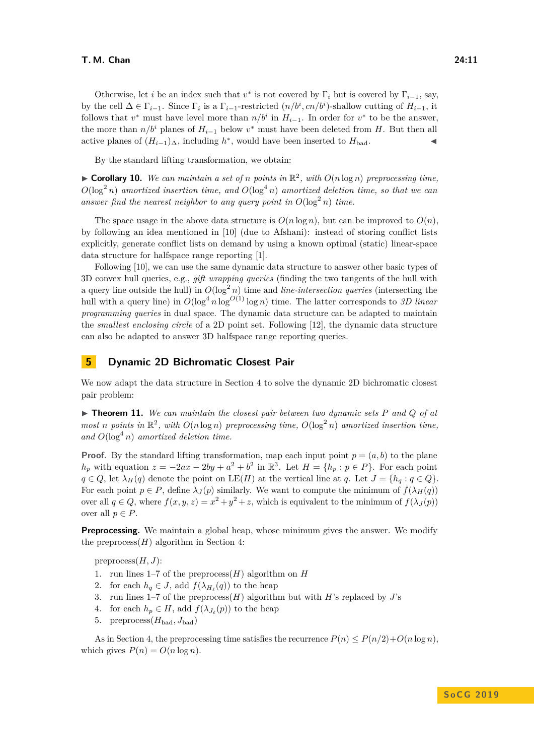Otherwise, let $i$ be an index such that $v^*$ is not covered by $\Gamma_i$ but is covered by $\Gamma_{i-1}$, say, by the cell $\Delta \in \Gamma_{i-1}$. Since $\Gamma_i$ is a $\Gamma_{i-1}$-restricted $(n/b^i, cn/b^i)$-shallow cutting of $H_{i-1}$, it follows that $v^*$ must have level more than $n/b^i$ in $H_{i-1}$. In order for $v^*$ to be the answer, the more than $n/b^i$ planes of $H_{i-1}$ below $v^*$ must have been deleted from $H$. But then all active planes of $(H_{i-1})_\Delta$, including $h^*$, would have been inserted to $H_{\text{bad}}$. ◀

By the standard lifting transformation, we obtain:

▶ **Corollary 10.** *We can maintain a set of $n$ points in $\mathbb{R}^2$, with $O(n \log n)$ preprocessing time, $O(\log^2 n)$ amortized insertion time, and $O(\log^4 n)$ amortized deletion time, so that we can answer find the nearest neighbor to any query point in $O(\log^2 n)$ time.*

The space usage in the above data structure is $O(n \log n)$, but can be improved to $O(n)$, by following an idea mentioned in [10] (due to Afshani): instead of storing conflict lists explicitly, generate conflict lists on demand by using a known optimal (static) linear-space data structure for halfspace range reporting [1].

Following [10], we can use the same dynamic data structure to answer other basic types of 3D convex hull queries, e.g., *gift wrapping queries* (finding the two tangents of the hull with a query line outside the hull) in $O(\log^2 n)$ time and *line-intersection queries* (intersecting the hull with a query line) in $O(\log^4 n \log^{O(1)} \log n)$ time. The latter corresponds to *3D linear programming queries* in dual space. The dynamic data structure can be adapted to maintain the *smallest enclosing circle* of a 2D point set. Following [12], the dynamic data structure can also be adapted to answer 3D halfspace range reporting queries.

## 5 Dynamic 2D Bichromatic Closest Pair

We now adapt the data structure in Section 4 to solve the dynamic 2D bichromatic closest pair problem:

▶ **Theorem 11.** *We can maintain the closest pair between two dynamic sets $P$ and $Q$ of at most $n$ points in $\mathbb{R}^2$, with $O(n \log n)$ preprocessing time, $O(\log^2 n)$ amortized insertion time, and $O(\log^4 n)$ amortized deletion time.*

**Proof.** By the standard lifting transformation, map each input point $p = (a, b)$ to the plane $h_p$ with equation $z = -2ax - 2by + a^2 + b^2$ in $\mathbb{R}^3$. Let $H = \{h_p : p \in P\}$. For each point $q \in Q$, let $\lambda_H(q)$ denote the point on $\text{LE}(H)$ at the vertical line at $q$. Let $J = \{h_q : q \in Q\}$. For each point $p \in P$, define $\lambda_J(p)$ similarly. We want to compute the minimum of $f(\lambda_H(q))$ over all $q \in Q$, where $f(x, y, z) = x^2 + y^2 + z$, which is equivalent to the minimum of $f(\lambda_J(p))$ over all $p \in P$.

**Preprocessing.** We maintain a global heap, whose minimum gives the answer. We modify the preprocess($H$) algorithm in Section 4:

preprocess($H, J$):

1. run lines 1–7 of the preprocess($H$) algorithm on $H$
2. for each $h_q \in J$, add $f(\lambda_{H_\ell}(q))$ to the heap
3. run lines 1–7 of the preprocess($H$) algorithm but with $H$'s replaced by $J$'s
4. for each $h_p \in H$, add $f(\lambda_{J_\ell}(p))$ to the heap
5. preprocess($H_{\text{bad}}, J_{\text{bad}}$)

As in Section 4, the preprocessing time satisfies the recurrence $P(n) \leq P(n/2) + O(n \log n)$, which gives $P(n) = O(n \log n)$.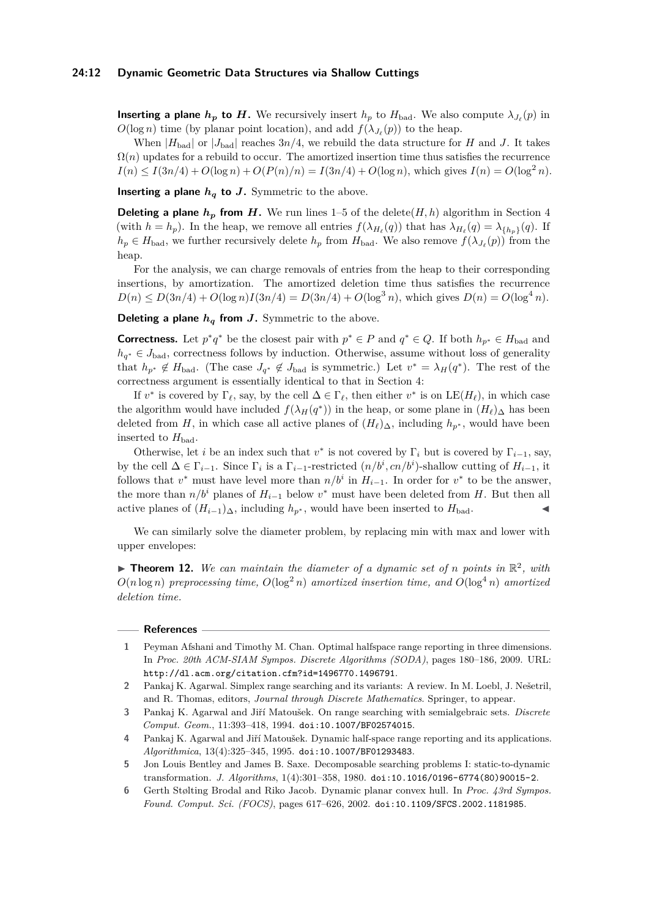**Inserting a plane $h_p$ to $H$.** We recursively insert $h_p$ to $H_{\text{bad}}$. We also compute $\lambda_{J_\ell}(p)$ in $O(\log n)$ time (by planar point location), and add $f(\lambda_{J_\ell}(p))$ to the heap.

When $|H_{\text{bad}}|$ or $|J_{\text{bad}}|$ reaches $3n/4$, we rebuild the data structure for $H$ and $J$. It takes $\Omega(n)$ updates for a rebuild to occur. The amortized insertion time thus satisfies the recurrence $I(n) \leq I(3n/4) + O(\log n) + O(P(n)/n) = I(3n/4) + O(\log n)$, which gives $I(n) = O(\log^2 n)$.

**Inserting a plane $h_q$ to $J$.** Symmetric to the above.

**Deleting a plane $h_p$ from $H$.** We run lines 1–5 of the delete$(H, h)$ algorithm in Section 4 (with $h = h_p$). In the heap, we remove all entries $f(\lambda_{H_\ell}(q))$ that has $\lambda_{H_\ell}(q) = \lambda_{\{h_p\}}(q)$. If $h_p \in H_{\text{bad}}$, we further recursively delete $h_p$ from $H_{\text{bad}}$. We also remove $f(\lambda_{J_\ell}(p))$ from the heap.

For the analysis, we can charge removals of entries from the heap to their corresponding insertions, by amortization. The amortized deletion time thus satisfies the recurrence $D(n) \leq D(3n/4) + O(\log n) I(3n/4) = D(3n/4) + O(\log^3 n)$, which gives $D(n) = O(\log^4 n)$.

**Deleting a plane $h_q$ from $J$.** Symmetric to the above.

**Correctness.** Let $p^* q^*$ be the closest pair with $p^* \in P$ and $q^* \in Q$. If both $h_{p^*} \in H_{\text{bad}}$ and $h_{q^*} \in J_{\text{bad}}$, correctness follows by induction. Otherwise, assume without loss of generality that $h_{p^*} \notin H_{\text{bad}}$. (The case $J_{q^*} \notin J_{\text{bad}}$ is symmetric.) Let $v^* = \lambda_H(q^*)$. The rest of the correctness argument is essentially identical to that in Section 4:

If $v^*$ is covered by $\Gamma_\ell$, say, by the cell $\Delta \in \Gamma_\ell$, then either $v^*$ is on $\text{LE}(H_\ell)$, in which case the algorithm would have included $f(\lambda_H(q^*))$ in the heap, or some plane in $(H_\ell)_\Delta$ has been deleted from $H$, in which case all active planes of $(H_\ell)_\Delta$, including $h_{p^*}$, would have been inserted to $H_{\text{bad}}$.

Otherwise, let $i$ be an index such that $v^*$ is not covered by $\Gamma_i$ but is covered by $\Gamma_{i-1}$, say, by the cell $\Delta \in \Gamma_{i-1}$. Since $\Gamma_i$ is a $\Gamma_{i-1}$-restricted $(n/b^i, cn/b^i)$-shallow cutting of $H_{i-1}$, it follows that $v^*$ must have level more than $n/b^i$ in $H_{i-1}$. In order for $v^*$ to be the answer, the more than $n/b^i$ planes of $H_{i-1}$ below $v^*$ must have been deleted from $H$. But then all active planes of $(H_{i-1})_\Delta$, including $h_{p^*}$, would have been inserted to $H_{\text{bad}}$. ◀

We can similarly solve the diameter problem, by replacing min with max and lower with upper envelopes:

▶ **Theorem 12.** *We can maintain the diameter of a dynamic set of $n$ points in $\mathbb{R}^2$, with $O(n \log n)$ preprocessing time, $O(\log^2 n)$ amortized insertion time, and $O(\log^4 n)$ amortized deletion time.*

## References

1. Peyman Afshani and Timothy M. Chan. Optimal halfspace range reporting in three dimensions. In *Proc. 20th ACM-SIAM Sympos. Discrete Algorithms (SODA)*, pages 180–186, 2009. URL: http://dl.acm.org/citation.cfm?id=1496770.1496791.
2. Pankaj K. Agarwal. Simplex range searching and its variants: A review. In M. Loebl, J. Nešetril, and R. Thomas, editors, *Journal through Discrete Mathematics*. Springer, to appear.
3. Pankaj K. Agarwal and Jiří Matoušek. On range searching with semialgebraic sets. *Discrete Comput. Geom.*, 11:393–418, 1994. doi:10.1007/BF02574015.
4. Pankaj K. Agarwal and Jiří Matoušek. Dynamic half-space range reporting and its applications. *Algorithmica*, 13(4):325–345, 1995. doi:10.1007/BF01293483.
5. Jon Louis Bentley and James B. Saxe. Decomposable searching problems I: static-to-dynamic transformation. *J. Algorithms*, 1(4):301–358, 1980. doi:10.1016/0196-6774(80)90015-2.
6. Gerth Stølting Brodal and Riko Jacob. Dynamic planar convex hull. In *Proc. 43rd Sympos. Found. Comput. Sci. (FOCS)*, pages 617–626, 2002. doi:10.1109/SFCS.2002.1181985.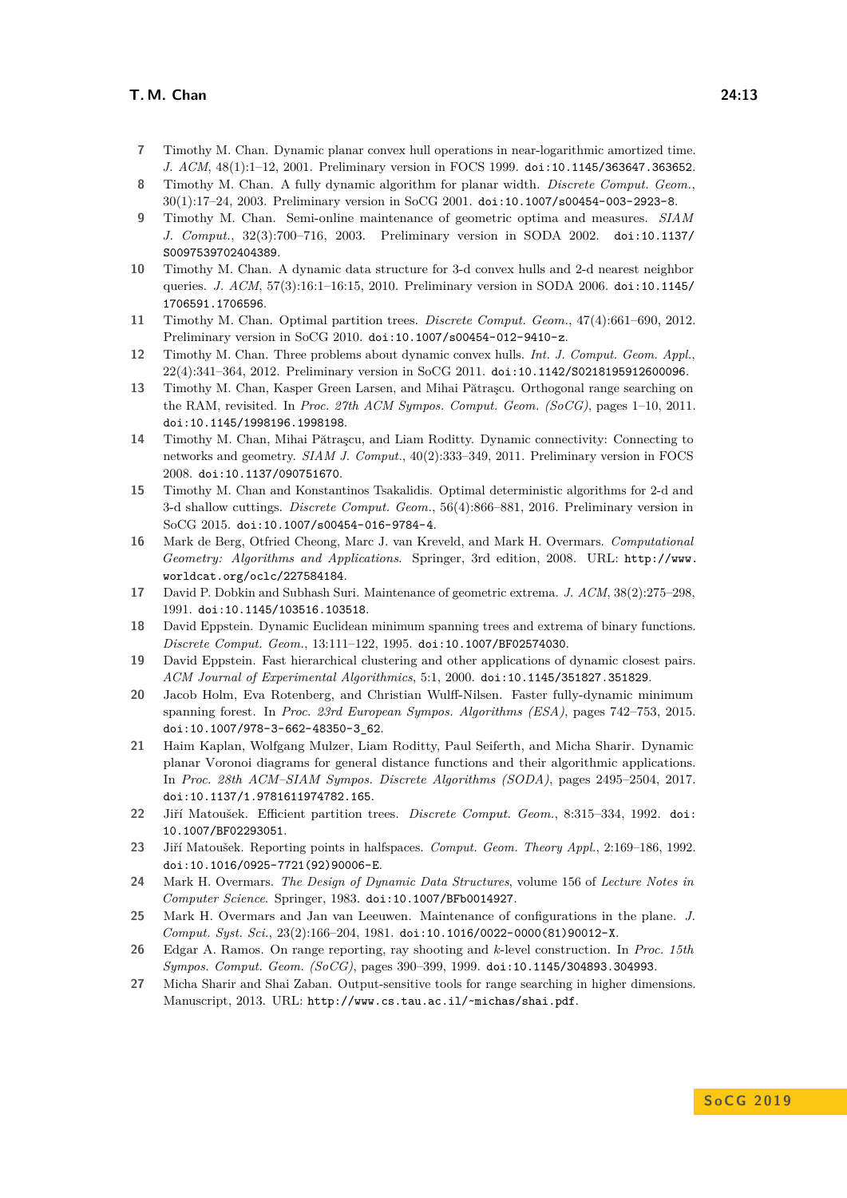7. Timothy M. Chan. Dynamic planar convex hull operations in near-logarithmic amortized time. *J. ACM*, 48(1):1–12, 2001. Preliminary version in FOCS 1999. doi:10.1145/363647.363652.
8. Timothy M. Chan. A fully dynamic algorithm for planar width. *Discrete Comput. Geom.*, 30(1):17–24, 2003. Preliminary version in SoCG 2001. doi:10.1007/s00454-003-2923-8.
9. Timothy M. Chan. Semi-online maintenance of geometric optima and measures. *SIAM J. Comput.*, 32(3):700–716, 2003. Preliminary version in SODA 2002. doi:10.1137/S0097539702404389.
10. Timothy M. Chan. A dynamic data structure for 3-d convex hulls and 2-d nearest neighbor queries. *J. ACM*, 57(3):16:1–16:15, 2010. Preliminary version in SODA 2006. doi:10.1145/1706591.1706596.
11. Timothy M. Chan. Optimal partition trees. *Discrete Comput. Geom.*, 47(4):661–690, 2012. Preliminary version in SoCG 2010. doi:10.1007/s00454-012-9410-z.
12. Timothy M. Chan. Three problems about dynamic convex hulls. *Int. J. Comput. Geom. Appl.*, 22(4):341–364, 2012. Preliminary version in SoCG 2011. doi:10.1142/S0218195912600096.
13. Timothy M. Chan, Kasper Green Larsen, and Mihai Pătraşcu. Orthogonal range searching on the RAM, revisited. In *Proc. 27th ACM Sympos. Comput. Geom. (SoCG)*, pages 1–10, 2011. doi:10.1145/1998196.1998198.
14. Timothy M. Chan, Mihai Pătraşcu, and Liam Roditty. Dynamic connectivity: Connecting to networks and geometry. *SIAM J. Comput.*, 40(2):333–349, 2011. Preliminary version in FOCS 2008. doi:10.1137/090751670.
15. Timothy M. Chan and Konstantinos Tsakalidis. Optimal deterministic algorithms for 2-d and 3-d shallow cuttings. *Discrete Comput. Geom.*, 56(4):866–881, 2016. Preliminary version in SoCG 2015. doi:10.1007/s00454-016-9784-4.
16. Mark de Berg, Otfried Cheong, Marc J. van Kreveld, and Mark H. Overmars. *Computational Geometry: Algorithms and Applications*. Springer, 3rd edition, 2008. URL: http://www.worldcat.org/oclc/227584184.
17. David P. Dobkin and Subhash Suri. Maintenance of geometric extrema. *J. ACM*, 38(2):275–298, 1991. doi:10.1145/103516.103518.
18. David Eppstein. Dynamic Euclidean minimum spanning trees and extrema of binary functions. *Discrete Comput. Geom.*, 13:111–122, 1995. doi:10.1007/BF02574030.
19. David Eppstein. Fast hierarchical clustering and other applications of dynamic closest pairs. *ACM Journal of Experimental Algorithmics*, 5:1, 2000. doi:10.1145/351827.351829.
20. Jacob Holm, Eva Rotenberg, and Christian Wulff-Nilsen. Faster fully-dynamic minimum spanning forest. In *Proc. 23rd European Sympos. Algorithms (ESA)*, pages 742–753, 2015. doi:10.1007/978-3-662-48350-3_62.
21. Haim Kaplan, Wolfgang Mulzer, Liam Roditty, Paul Seiferth, and Micha Sharir. Dynamic planar Voronoi diagrams for general distance functions and their algorithmic applications. In *Proc. 28th ACM–SIAM Sympos. Discrete Algorithms (SODA)*, pages 2495–2504, 2017. doi:10.1137/1.9781611974782.165.
22. Jiří Matoušek. Efficient partition trees. *Discrete Comput. Geom.*, 8:315–334, 1992. doi:10.1007/BF02293051.
23. Jiří Matoušek. Reporting points in halfspaces. *Comput. Geom. Theory Appl.*, 2:169–186, 1992. doi:10.1016/0925-7721(92)90006-E.
24. Mark H. Overmars. *The Design of Dynamic Data Structures*, volume 156 of *Lecture Notes in Computer Science*. Springer, 1983. doi:10.1007/BFb0014927.
25. Mark H. Overmars and Jan van Leeuwen. Maintenance of configurations in the plane. *J. Comput. Syst. Sci.*, 23(2):166–204, 1981. doi:10.1016/0022-0000(81)90012-X.
26. Edgar A. Ramos. On range reporting, ray shooting and $k$-level construction. In *Proc. 15th Sympos. Comput. Geom. (SoCG)*, pages 390–399, 1999. doi:10.1145/304893.304993.
27. Micha Sharir and Shai Zaban. Output-sensitive tools for range searching in higher dimensions. Manuscript, 2013. URL: http://www.cs.tau.ac.il/~michas/shai.pdf.